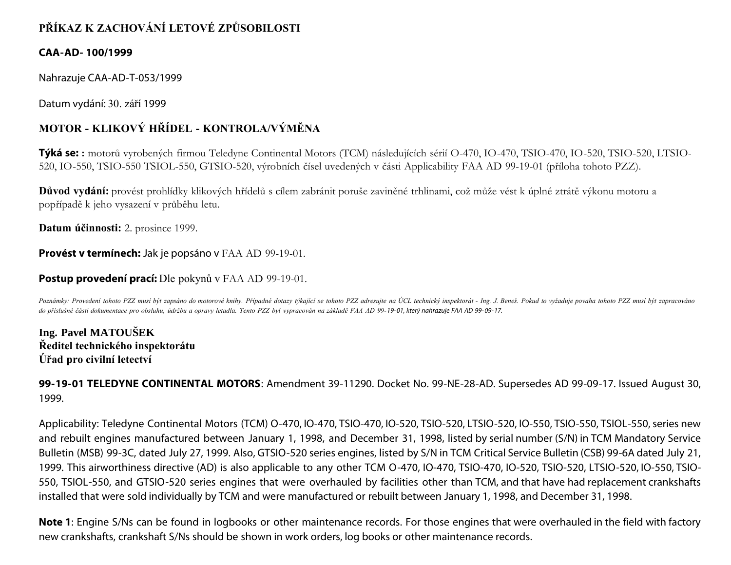**PŘÍKAZ K ZACHOVÁNÍ LETOVÉ ZPŮSOBILOSTI**

**CAA-AD- 100/1999**

Nahrazuje CAA-AD-T-053/1999

Datum vydání: 30. září 1999

## MOTOR - KLIKOVÝ HŘÍDEL - KONTROLA/VÝMĚNA

**Týká se: :** motorů vyrobených firmou Teledyne Continental Motors (TCM) následujících sérií O-470, IO-470, TSIO-470, IO-520, TSIO-520, LTSIO-520, IO-550, TSIO-550 TSIOL-550, GTSIO-520, výrobních čísel uvedených v části Applicability FAA AD 99-19-01 (příloha tohoto PZZ).

**Důvod vydání:** provést prohlídky klikových hřídelů s cílem zabránit poruše zaviněné trhlinami, což může vést k úplné ztrátě výkonu motoru a popřípadě k jeho vysazení v průběhu letu.

**Datum účinnosti:** 2. prosince 1999.

**Provést v termínech:** Jak je popsáno v FAA AD 99-19-01.

**Postup provedení prací:** Dle pokynů v FAA AD 99-19-01.

*Poznámky: Provedení tohoto PZZ musí být zapsáno do motorové knihy. Případné dotazy týkající se tohoto PZZ adresujte na ÚCL technický inspektorát - Ing. J. Beneš. Pokud to vyžaduje povaha tohoto PZZ musí být zapracováno do příslušné části dokumentace pro obsluhu, údržbu a opravy letadla. Tento PZZ byl vypracován na základě FAA AD 99-19-01, který nahrazuje FAA AD 99-09-17.*

**Ing. Pavel MATOUŠEK**
**Ředitel technického inspektorátu**
**Úřad pro civilní letectví**

**99-19-01 TELEDYNE CONTINENTAL MOTORS**: Amendment 39-11290. Docket No. 99-NE-28-AD. Supersedes AD 99-09-17. Issued August 30, 1999.

Applicability: Teledyne Continental Motors (TCM) O-470, IO-470, TSIO-470, IO-520, TSIO-520, LTSIO-520, IO-550, TSIO-550, TSIOL-550, series new and rebuilt engines manufactured between January 1, 1998, and December 31, 1998, listed by serial number (S/N) in TCM Mandatory Service Bulletin (MSB) 99-3C, dated July 27, 1999. Also, GTSIO-520 series engines, listed by S/N in TCM Critical Service Bulletin (CSB) 99-6A dated July 21, 1999. This airworthiness directive (AD) is also applicable to any other TCM O-470, IO-470, TSIO-470, IO-520, TSIO-520, LTSIO-520, IO-550, TSIO-550, TSIOL-550, and GTSIO-520 series engines that were overhauled by facilities other than TCM, and that have had replacement crankshafts installed that were sold individually by TCM and were manufactured or rebuilt between January 1, 1998, and December 31, 1998.

**Note 1**: Engine S/Ns can be found in logbooks or other maintenance records. For those engines that were overhauled in the field with factory new crankshafts, crankshaft S/Ns should be shown in work orders, log books or other maintenance records.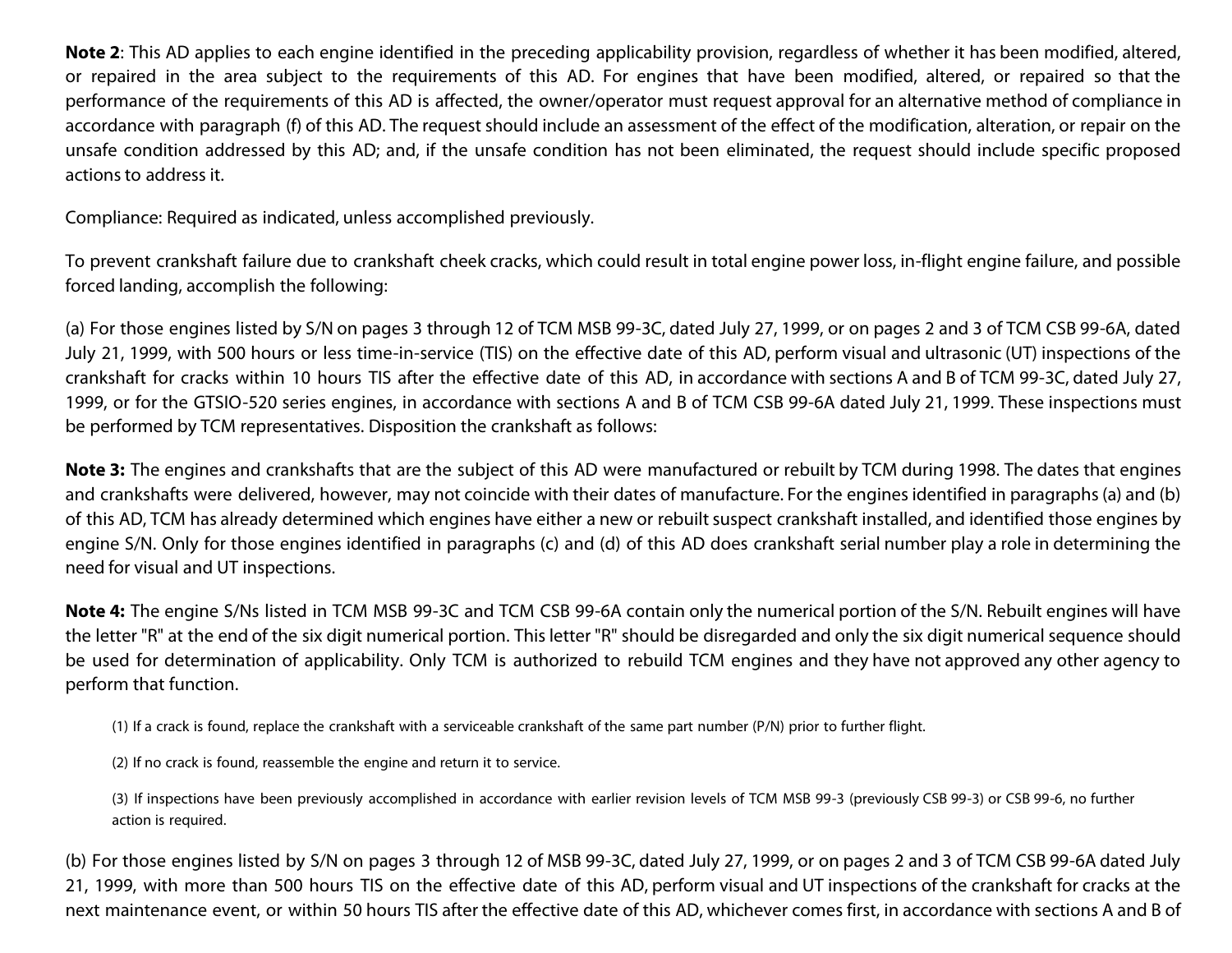**Note 2**: This AD applies to each engine identified in the preceding applicability provision, regardless of whether it has been modified, altered, or repaired in the area subject to the requirements of this AD. For engines that have been modified, altered, or repaired so that the performance of the requirements of this AD is affected, the owner/operator must request approval for an alternative method of compliance in accordance with paragraph (f) of this AD. The request should include an assessment of the effect of the modification, alteration, or repair on the unsafe condition addressed by this AD; and, if the unsafe condition has not been eliminated, the request should include specific proposed actions to address it.

Compliance: Required as indicated, unless accomplished previously.

To prevent crankshaft failure due to crankshaft cheek cracks, which could result in total engine power loss, in-flight engine failure, and possible forced landing, accomplish the following:

(a) For those engines listed by S/N on pages 3 through 12 of TCM MSB 99-3C, dated July 27, 1999, or on pages 2 and 3 of TCM CSB 99-6A, dated July 21, 1999, with 500 hours or less time-in-service (TIS) on the effective date of this AD, perform visual and ultrasonic (UT) inspections of the crankshaft for cracks within 10 hours TIS after the effective date of this AD, in accordance with sections A and B of TCM 99-3C, dated July 27, 1999, or for the GTSIO-520 series engines, in accordance with sections A and B of TCM CSB 99-6A dated July 21, 1999. These inspections must be performed by TCM representatives. Disposition the crankshaft as follows:

**Note 3:** The engines and crankshafts that are the subject of this AD were manufactured or rebuilt by TCM during 1998. The dates that engines and crankshafts were delivered, however, may not coincide with their dates of manufacture. For the engines identified in paragraphs (a) and (b) of this AD, TCM has already determined which engines have either a new or rebuilt suspect crankshaft installed, and identified those engines by engine S/N. Only for those engines identified in paragraphs (c) and (d) of this AD does crankshaft serial number play a role in determining the need for visual and UT inspections.

**Note 4:** The engine S/Ns listed in TCM MSB 99-3C and TCM CSB 99-6A contain only the numerical portion of the S/N. Rebuilt engines will have the letter "R" at the end of the six digit numerical portion. This letter "R" should be disregarded and only the six digit numerical sequence should be used for determination of applicability. Only TCM is authorized to rebuild TCM engines and they have not approved any other agency to perform that function.

(1) If a crack is found, replace the crankshaft with a serviceable crankshaft of the same part number (P/N) prior to further flight.

(2) If no crack is found, reassemble the engine and return it to service.

(3) If inspections have been previously accomplished in accordance with earlier revision levels of TCM MSB 99-3 (previously CSB 99-3) or CSB 99-6, no further action is required.

(b) For those engines listed by S/N on pages 3 through 12 of MSB 99-3C, dated July 27, 1999, or on pages 2 and 3 of TCM CSB 99-6A dated July 21, 1999, with more than 500 hours TIS on the effective date of this AD, perform visual and UT inspections of the crankshaft for cracks at the next maintenance event, or within 50 hours TIS after the effective date of this AD, whichever comes first, in accordance with sections A and B of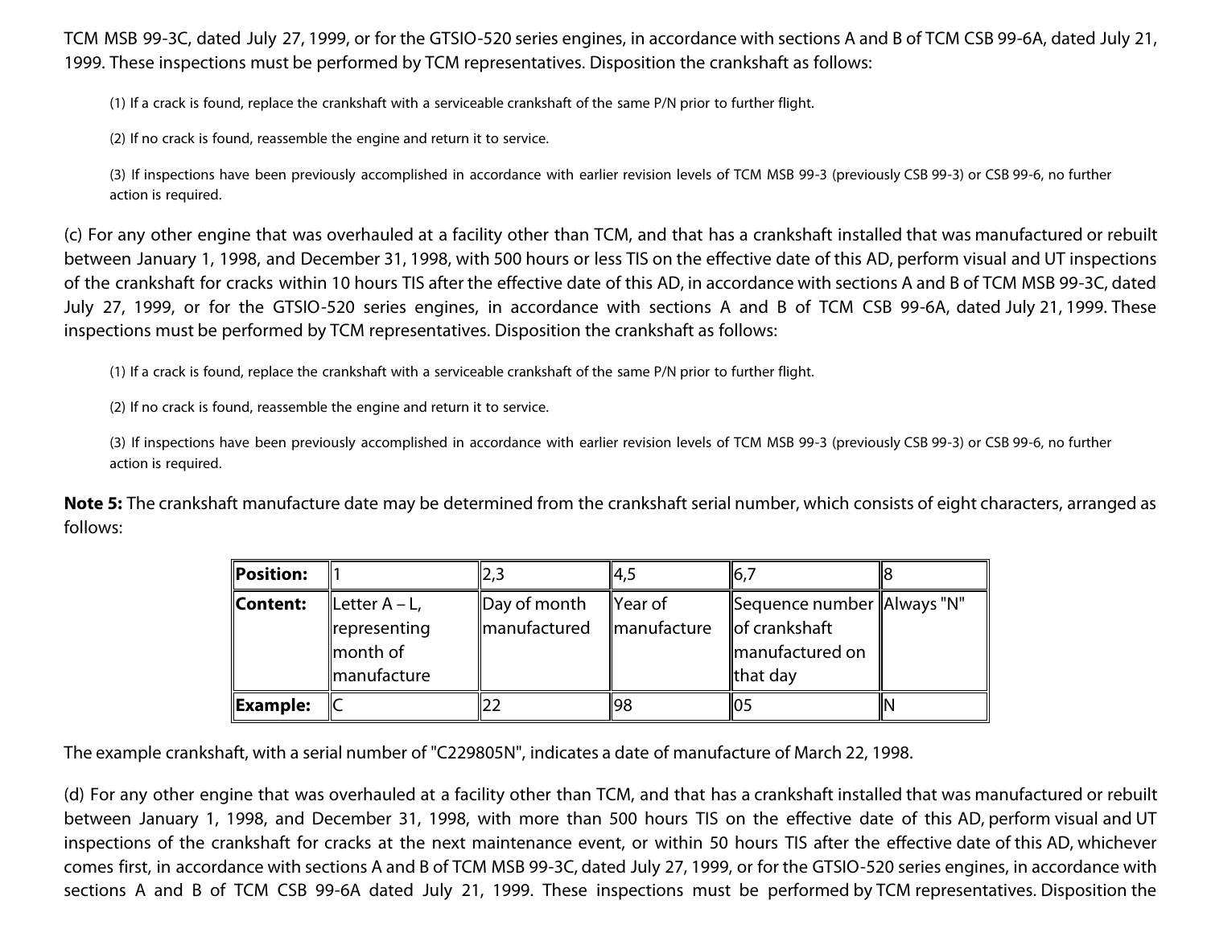TCM MSB 99-3C, dated July 27, 1999, or for the GTSIO-520 series engines, in accordance with sections A and B of TCM CSB 99-6A, dated July 21, 1999. These inspections must be performed by TCM representatives. Disposition the crankshaft as follows:

(1) If a crack is found, replace the crankshaft with a serviceable crankshaft of the same P/N prior to further flight.

(2) If no crack is found, reassemble the engine and return it to service.

(3) If inspections have been previously accomplished in accordance with earlier revision levels of TCM MSB 99-3 (previously CSB 99-3) or CSB 99-6, no further action is required.

(c) For any other engine that was overhauled at a facility other than TCM, and that has a crankshaft installed that was manufactured or rebuilt between January 1, 1998, and December 31, 1998, with 500 hours or less TIS on the effective date of this AD, perform visual and UT inspections of the crankshaft for cracks within 10 hours TIS after the effective date of this AD, in accordance with sections A and B of TCM MSB 99-3C, dated July 27, 1999, or for the GTSIO-520 series engines, in accordance with sections A and B of TCM CSB 99-6A, dated July 21, 1999. These inspections must be performed by TCM representatives. Disposition the crankshaft as follows:

(1) If a crack is found, replace the crankshaft with a serviceable crankshaft of the same P/N prior to further flight.

(2) If no crack is found, reassemble the engine and return it to service.

(3) If inspections have been previously accomplished in accordance with earlier revision levels of TCM MSB 99-3 (previously CSB 99-3) or CSB 99-6, no further action is required.

**Note 5:** The crankshaft manufacture date may be determined from the crankshaft serial number, which consists of eight characters, arranged as follows:

| **Position:** | 1 | 2,3 | 4,5 | 6,7 | 8 |
|---|---|---|---|---|---|
| **Content:** | Letter A – L, representing month of manufacture | Day of month manufactured | Year of manufacture | Sequence number of crankshaft manufactured on that day | Always "N" |
| **Example:** | C | 22 | 98 | 05 | N |

The example crankshaft, with a serial number of "C229805N", indicates a date of manufacture of March 22, 1998.

(d) For any other engine that was overhauled at a facility other than TCM, and that has a crankshaft installed that was manufactured or rebuilt between January 1, 1998, and December 31, 1998, with more than 500 hours TIS on the effective date of this AD, perform visual and UT inspections of the crankshaft for cracks at the next maintenance event, or within 50 hours TIS after the effective date of this AD, whichever comes first, in accordance with sections A and B of TCM MSB 99-3C, dated July 27, 1999, or for the GTSIO-520 series engines, in accordance with sections A and B of TCM CSB 99-6A dated July 21, 1999. These inspections must be performed by TCM representatives. Disposition the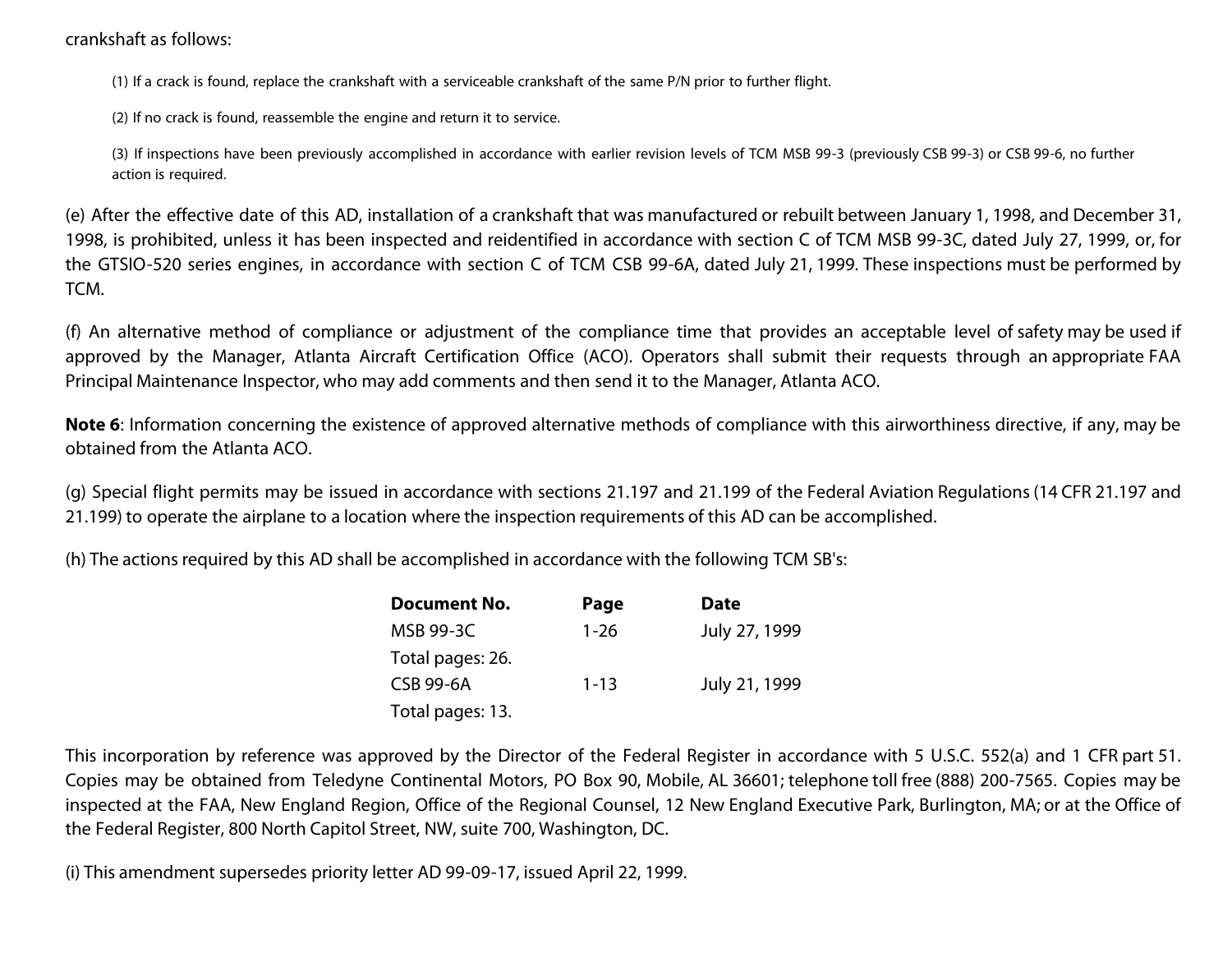crankshaft as follows:

(1) If a crack is found, replace the crankshaft with a serviceable crankshaft of the same P/N prior to further flight.

(2) If no crack is found, reassemble the engine and return it to service.

(3) If inspections have been previously accomplished in accordance with earlier revision levels of TCM MSB 99-3 (previously CSB 99-3) or CSB 99-6, no further action is required.

(e) After the effective date of this AD, installation of a crankshaft that was manufactured or rebuilt between January 1, 1998, and December 31, 1998, is prohibited, unless it has been inspected and reidentified in accordance with section C of TCM MSB 99-3C, dated July 27, 1999, or, for the GTSIO-520 series engines, in accordance with section C of TCM CSB 99-6A, dated July 21, 1999. These inspections must be performed by TCM.

(f) An alternative method of compliance or adjustment of the compliance time that provides an acceptable level of safety may be used if approved by the Manager, Atlanta Aircraft Certification Office (ACO). Operators shall submit their requests through an appropriate FAA Principal Maintenance Inspector, who may add comments and then send it to the Manager, Atlanta ACO.

**Note 6**: Information concerning the existence of approved alternative methods of compliance with this airworthiness directive, if any, may be obtained from the Atlanta ACO.

(g) Special flight permits may be issued in accordance with sections 21.197 and 21.199 of the Federal Aviation Regulations (14 CFR 21.197 and 21.199) to operate the airplane to a location where the inspection requirements of this AD can be accomplished.

(h) The actions required by this AD shall be accomplished in accordance with the following TCM SB's:

| Document No. | Page | Date |
|---|---|---|
| MSB 99-3C | 1-26 | July 27, 1999 |
| Total pages: 26. | | |
| CSB 99-6A | 1-13 | July 21, 1999 |
| Total pages: 13. | | |

This incorporation by reference was approved by the Director of the Federal Register in accordance with 5 U.S.C. 552(a) and 1 CFR part 51. Copies may be obtained from Teledyne Continental Motors, PO Box 90, Mobile, AL 36601; telephone toll free (888) 200-7565. Copies may be inspected at the FAA, New England Region, Office of the Regional Counsel, 12 New England Executive Park, Burlington, MA; or at the Office of the Federal Register, 800 North Capitol Street, NW, suite 700, Washington, DC.

(i) This amendment supersedes priority letter AD 99-09-17, issued April 22, 1999.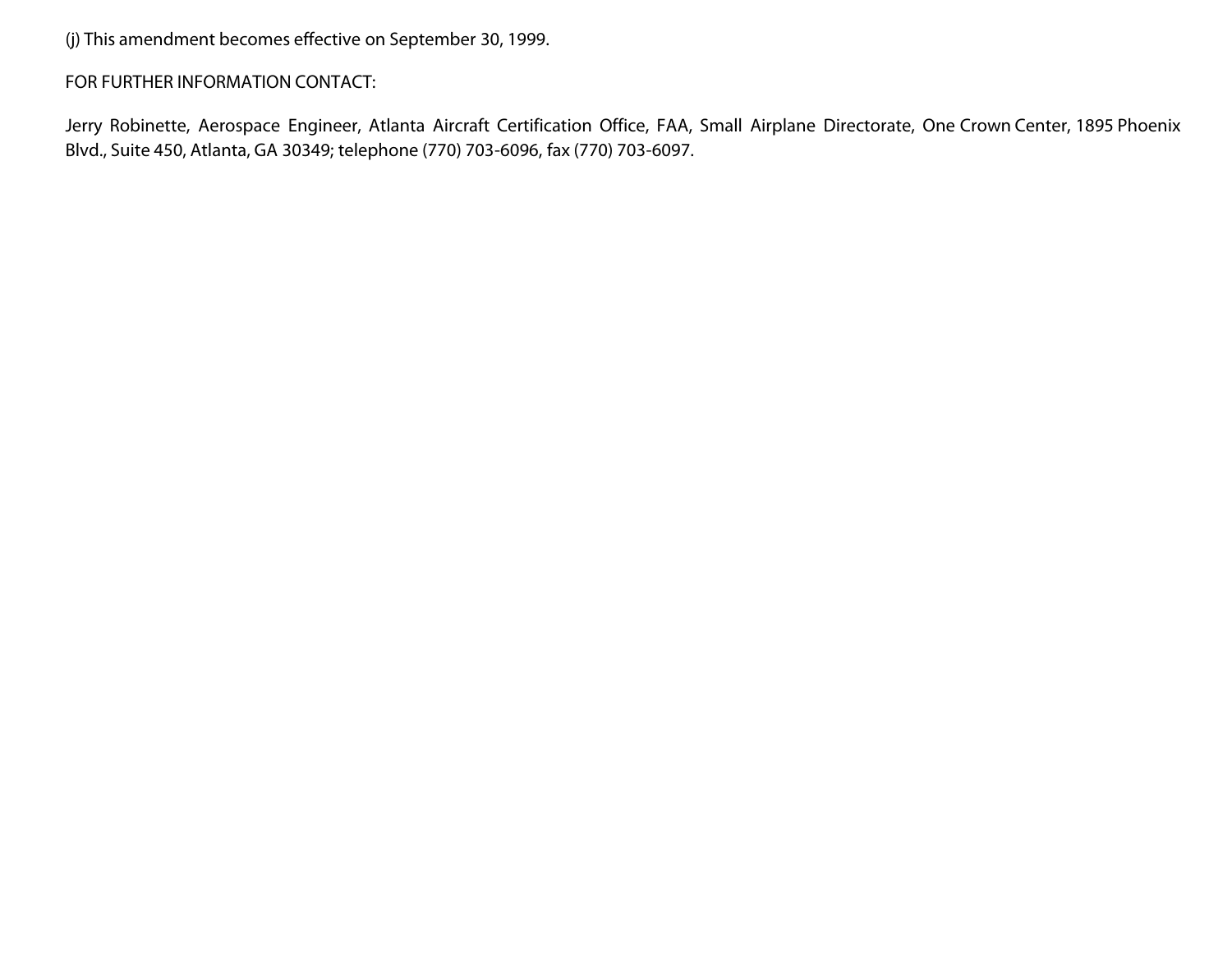(j) This amendment becomes effective on September 30, 1999.

FOR FURTHER INFORMATION CONTACT:

Jerry Robinette, Aerospace Engineer, Atlanta Aircraft Certification Office, FAA, Small Airplane Directorate, One Crown Center, 1895 Phoenix Blvd., Suite 450, Atlanta, GA 30349; telephone (770) 703-6096, fax (770) 703-6097.